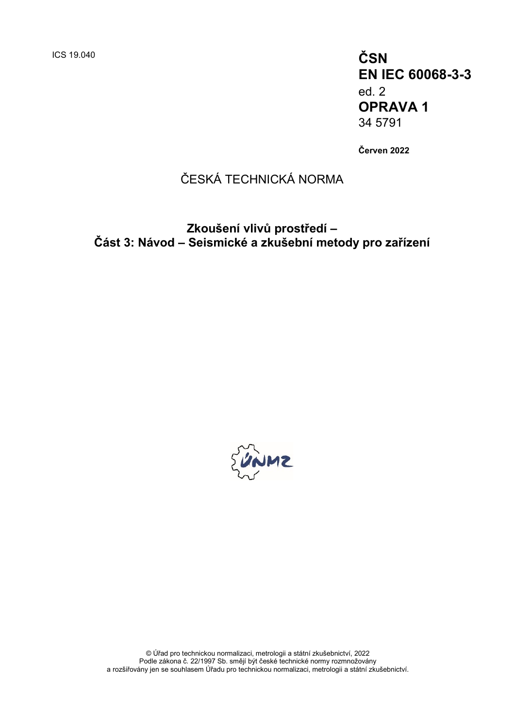ICS 19.040

**ČSN**
**EN IEC 60068-3-3**
ed. 2
**OPRAVA 1**
34 5791

**Červen 2022**

ČESKÁ TECHNICKÁ NORMA

**Zkoušení vlivů prostředí –**
**Část 3: Návod – Seismické a zkušební metody pro zařízení**

© Úřad pro technickou normalizaci, metrologii a státní zkušebnictví, 2022
Podle zákona č. 22/1997 Sb. smějí být české technické normy rozmnožovány
a rozšiřovány jen se souhlasem Úřadu pro technickou normalizaci, metrologii a státní zkušebnictví.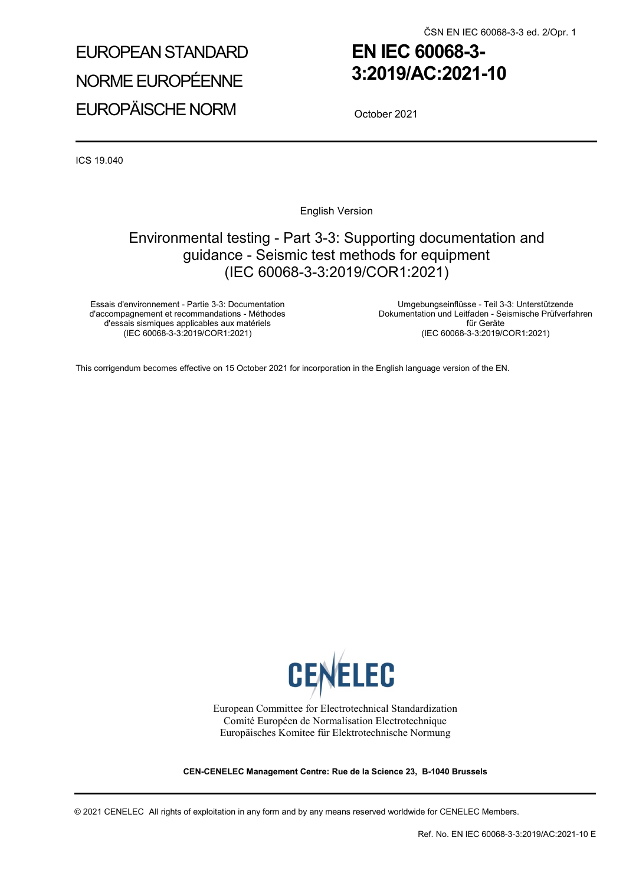ČSN EN IEC 60068-3-3 ed. 2/Opr. 1

EUROPEAN STANDARD

NORME EUROPÉENNE

EUROPÄISCHE NORM

# EN IEC 60068-3-3:2019/AC:2021-10

October 2021

ICS 19.040

English Version

## Environmental testing - Part 3-3: Supporting documentation and guidance - Seismic test methods for equipment (IEC 60068-3-3:2019/COR1:2021)

Essais d'environnement - Partie 3-3: Documentation d'accompagnement et recommandations - Méthodes d'essais sismiques applicables aux matériels (IEC 60068-3-3:2019/COR1:2021)

Umgebungseinflüsse - Teil 3-3: Unterstützende Dokumentation und Leitfaden - Seismische Prüfverfahren für Geräte (IEC 60068-3-3:2019/COR1:2021)

This corrigendum becomes effective on 15 October 2021 for incorporation in the English language version of the EN.

CENELEC

European Committee for Electrotechnical Standardization
Comité Européen de Normalisation Electrotechnique
Europäisches Komitee für Elektrotechnische Normung

**CEN-CENELEC Management Centre: Rue de la Science 23, B-1040 Brussels**

© 2021 CENELEC All rights of exploitation in any form and by any means reserved worldwide for CENELEC Members.

Ref. No. EN IEC 60068-3-3:2019/AC:2021-10 E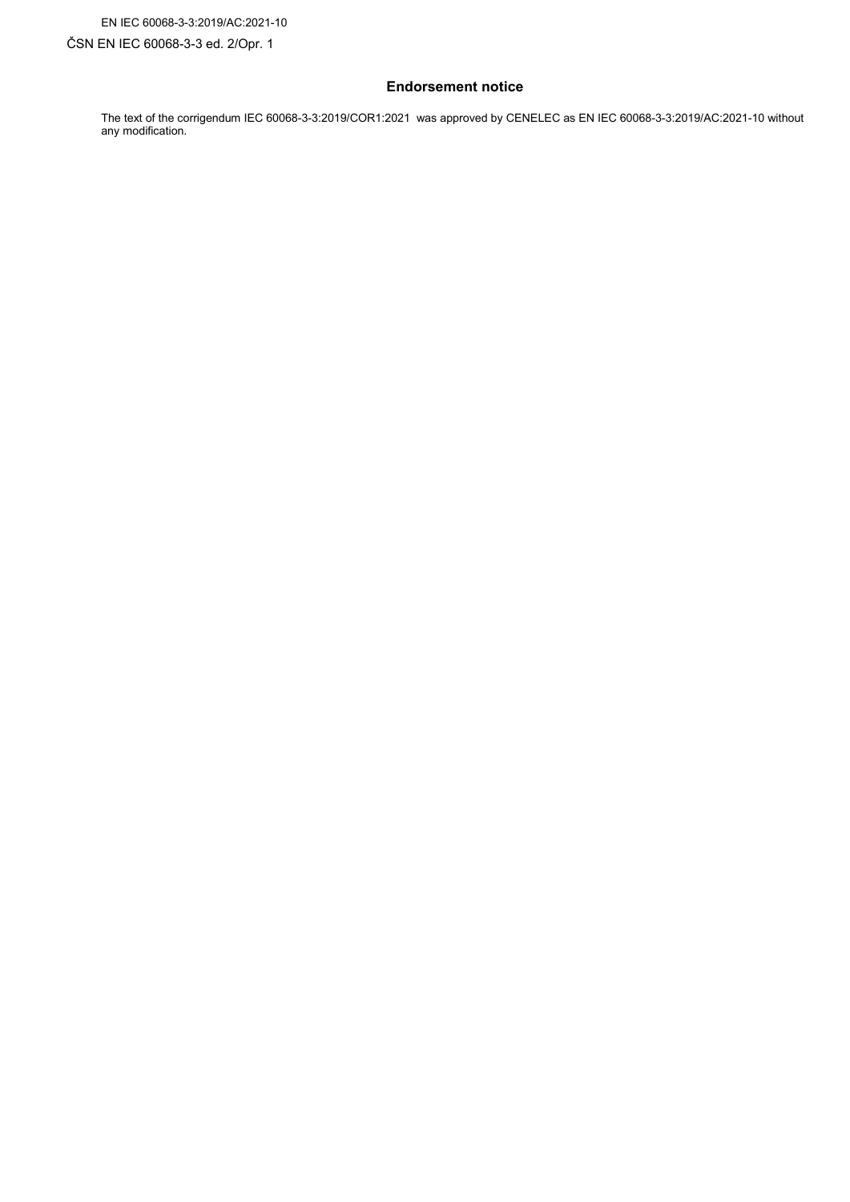## Endorsement notice

The text of the corrigendum IEC 60068-3-3:2019/COR1:2021 was approved by CENELEC as EN IEC 60068-3-3:2019/AC:2021-10 without any modification.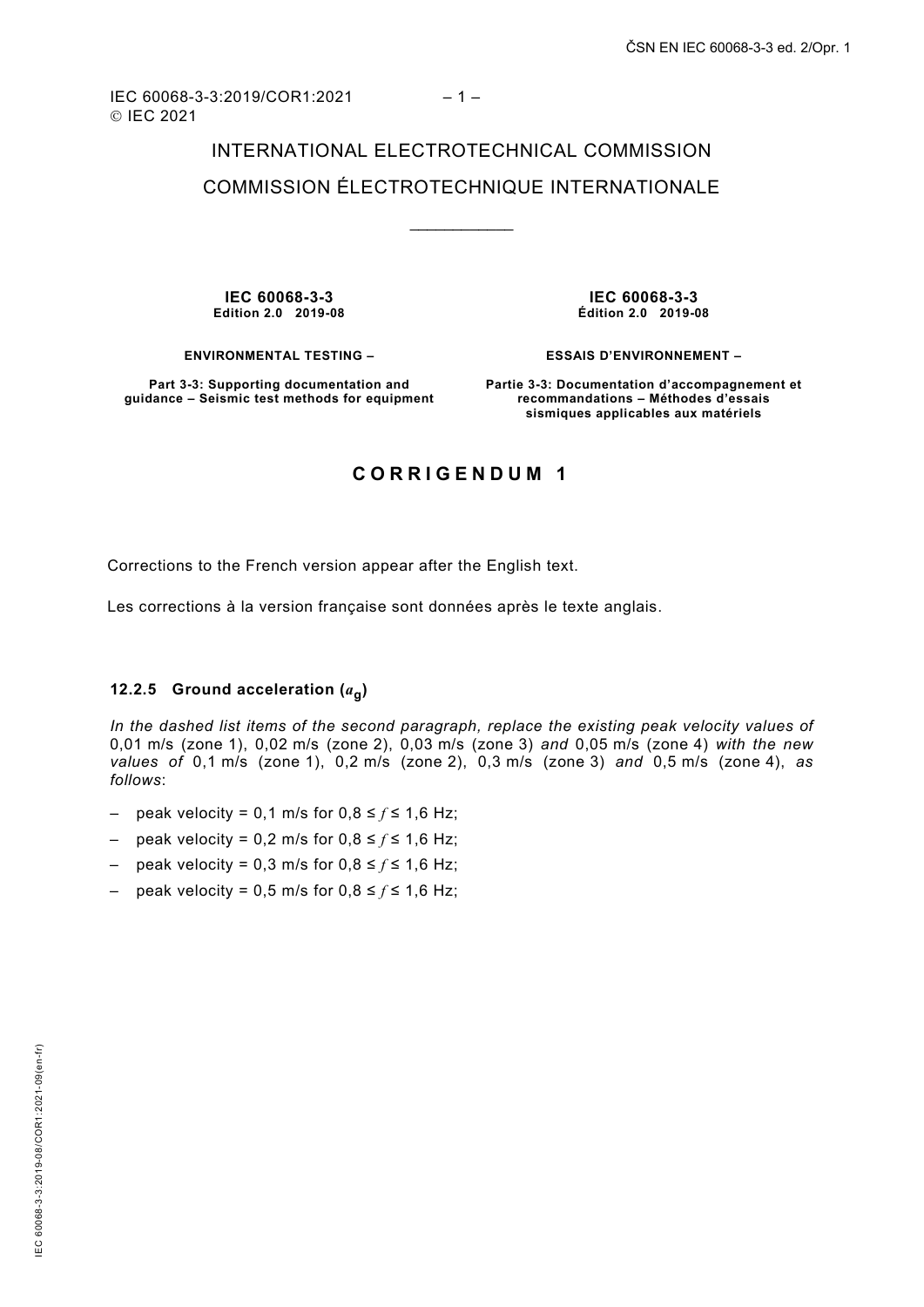IEC 60068-3-3:2019/COR1:2021
© IEC 2021

INTERNATIONAL ELECTROTECHNICAL COMMISSION

COMMISSION ÉLECTROTECHNIQUE INTERNATIONALE

____________

| IEC 60068-3-3<br>Edition 2.0 2019-08 | IEC 60068-3-3<br>Édition 2.0 2019-08 |
|---|---|
| **ENVIRONMENTAL TESTING –** | **ESSAIS D'ENVIRONNEMENT –** |
| **Part 3-3: Supporting documentation and guidance – Seismic test methods for equipment** | **Partie 3-3: Documentation d'accompagnement et recommandations – Méthodes d'essais sismiques applicables aux matériels** |

# CORRIGENDUM 1

Corrections to the French version appear after the English text.

Les corrections à la version française sont données après le texte anglais.

### 12.2.5 Ground acceleration ($a_g$)

*In the dashed list items of the second paragraph, replace the existing peak velocity values of* 0,01 m/s (zone 1), 0,02 m/s (zone 2), 0,03 m/s (zone 3) *and* 0,05 m/s (zone 4) *with the new values of* 0,1 m/s (zone 1), 0,2 m/s (zone 2), 0,3 m/s (zone 3) *and* 0,5 m/s (zone 4), *as follows*:

– peak velocity = 0,1 m/s for 0,8 ≤ $f$ ≤ 1,6 Hz;

– peak velocity = 0,2 m/s for 0,8 ≤ $f$ ≤ 1,6 Hz;

– peak velocity = 0,3 m/s for 0,8 ≤ $f$ ≤ 1,6 Hz;

– peak velocity = 0,5 m/s for 0,8 ≤ $f$ ≤ 1,6 Hz;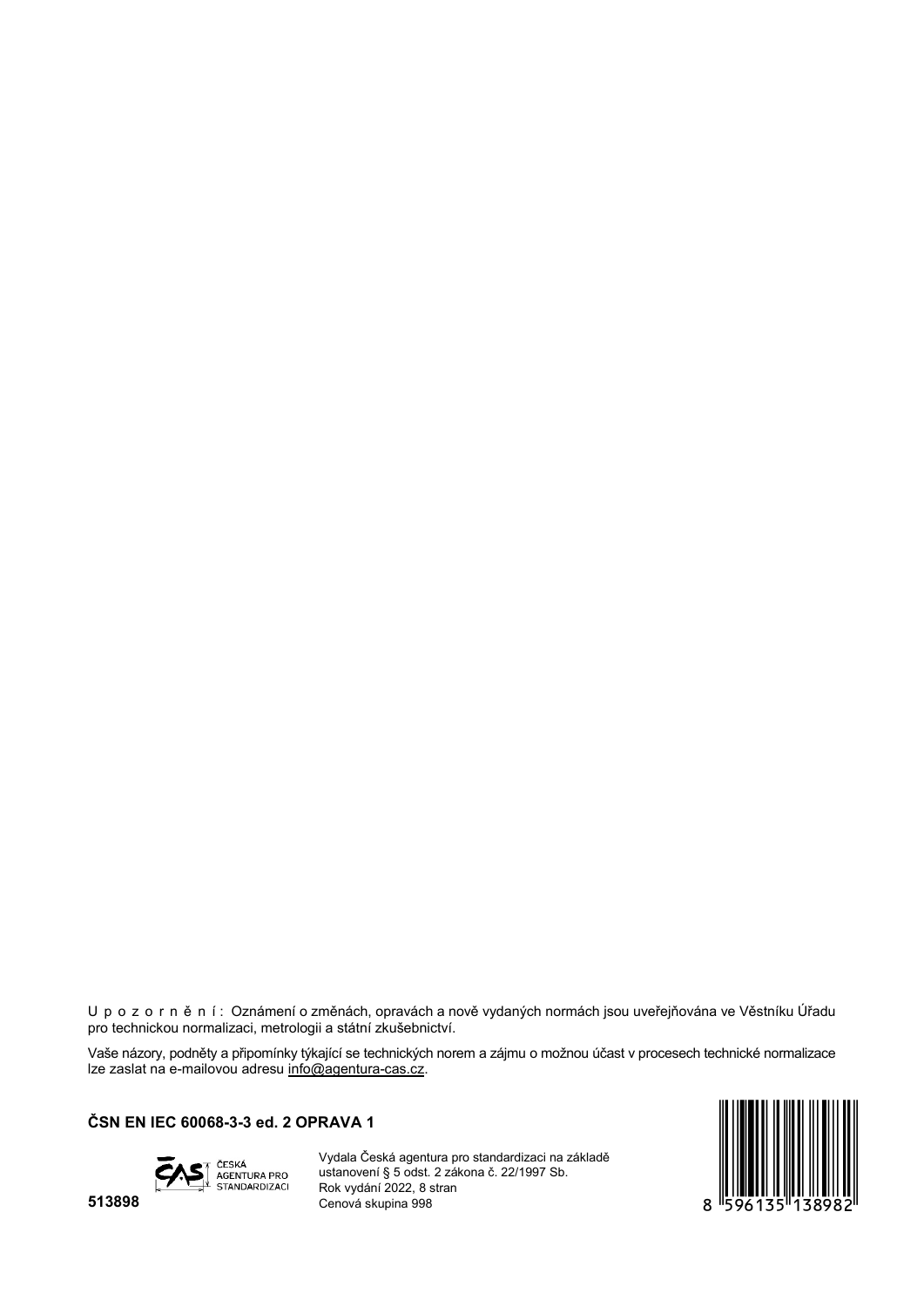U p o z o r n ě n í : Oznámení o změnách, opravách a nově vydaných normách jsou uveřejňována ve Věstníku Úřadu pro technickou normalizaci, metrologii a státní zkušebnictví.

Vaše názory, podněty a připomínky týkající se technických norem a zájmu o možnou účast v procesech technické normalizace lze zaslat na e-mailovou adresu info@agentura-cas.cz.

**ČSN EN IEC 60068-3-3 ed. 2 OPRAVA 1**

ČESKÁ AGENTURA PRO STANDARDIZACI

Vydala Česká agentura pro standardizaci na základě ustanovení § 5 odst. 2 zákona č. 22/1997 Sb.
Rok vydání 2022, 8 stran
Cenová skupina 998

**513898**

8 596135 138982